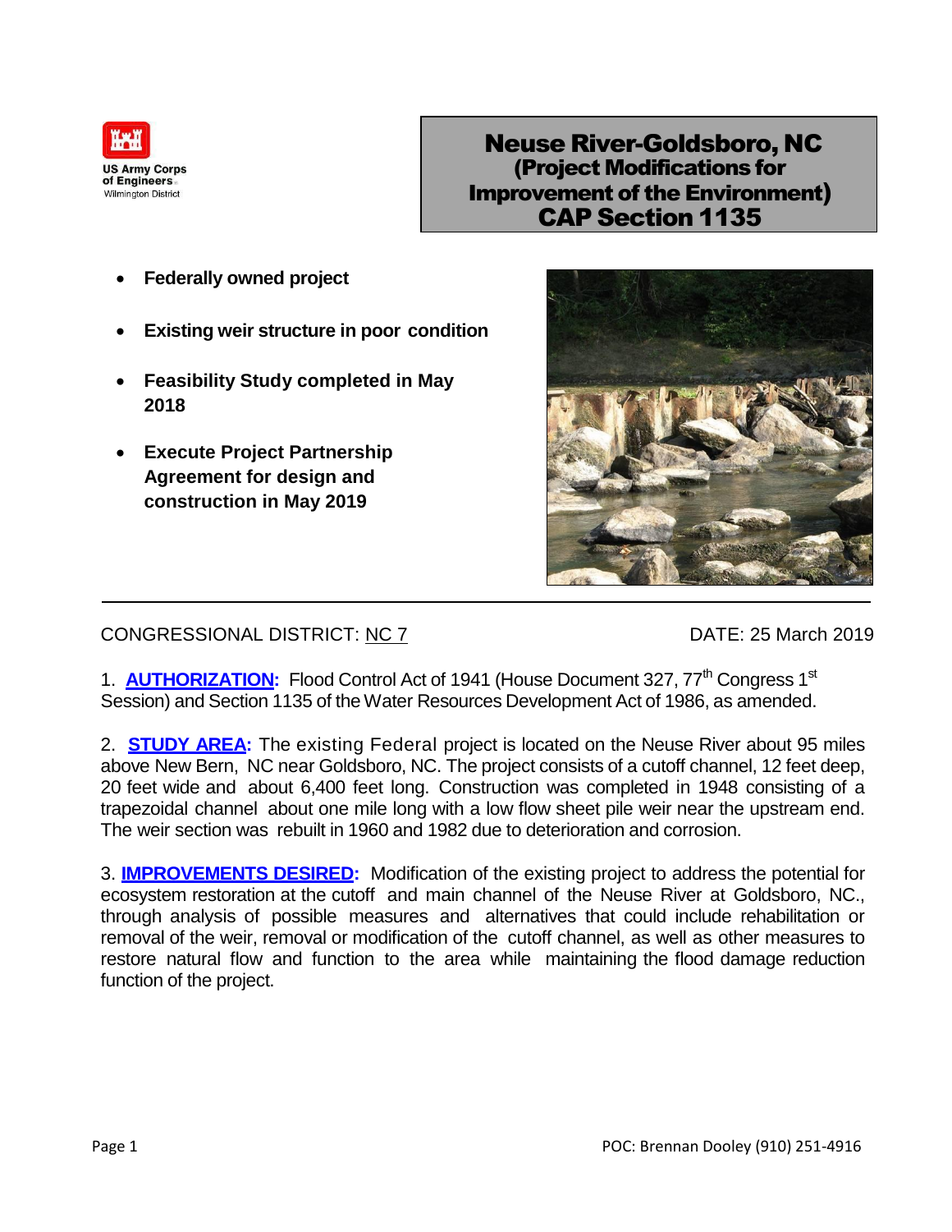US Army Corps of Engineers
Wilmington District

# Neuse River-Goldsboro, NC
## (Project Modifications for Improvement of the Environment) CAP Section 1135

- **Federally owned project**
- **Existing weir structure in poor condition**
- **Feasibility Study completed in May 2018**
- **Execute Project Partnership Agreement for design and construction in May 2019**

---

CONGRESSIONAL DISTRICT: NC 7

DATE: 25 March 2019

1. **AUTHORIZATION:** Flood Control Act of 1941 (House Document 327, 77th Congress 1st Session) and Section 1135 of the Water Resources Development Act of 1986, as amended.

2. **STUDY AREA:** The existing Federal project is located on the Neuse River about 95 miles above New Bern, NC near Goldsboro, NC. The project consists of a cutoff channel, 12 feet deep, 20 feet wide and about 6,400 feet long. Construction was completed in 1948 consisting of a trapezoidal channel about one mile long with a low flow sheet pile weir near the upstream end. The weir section was rebuilt in 1960 and 1982 due to deterioration and corrosion.

3. **IMPROVEMENTS DESIRED:** Modification of the existing project to address the potential for ecosystem restoration at the cutoff and main channel of the Neuse River at Goldsboro, NC., through analysis of possible measures and alternatives that could include rehabilitation or removal of the weir, removal or modification of the cutoff channel, as well as other measures to restore natural flow and function to the area while maintaining the flood damage reduction function of the project.

POC: Brennan Dooley (910) 251-4916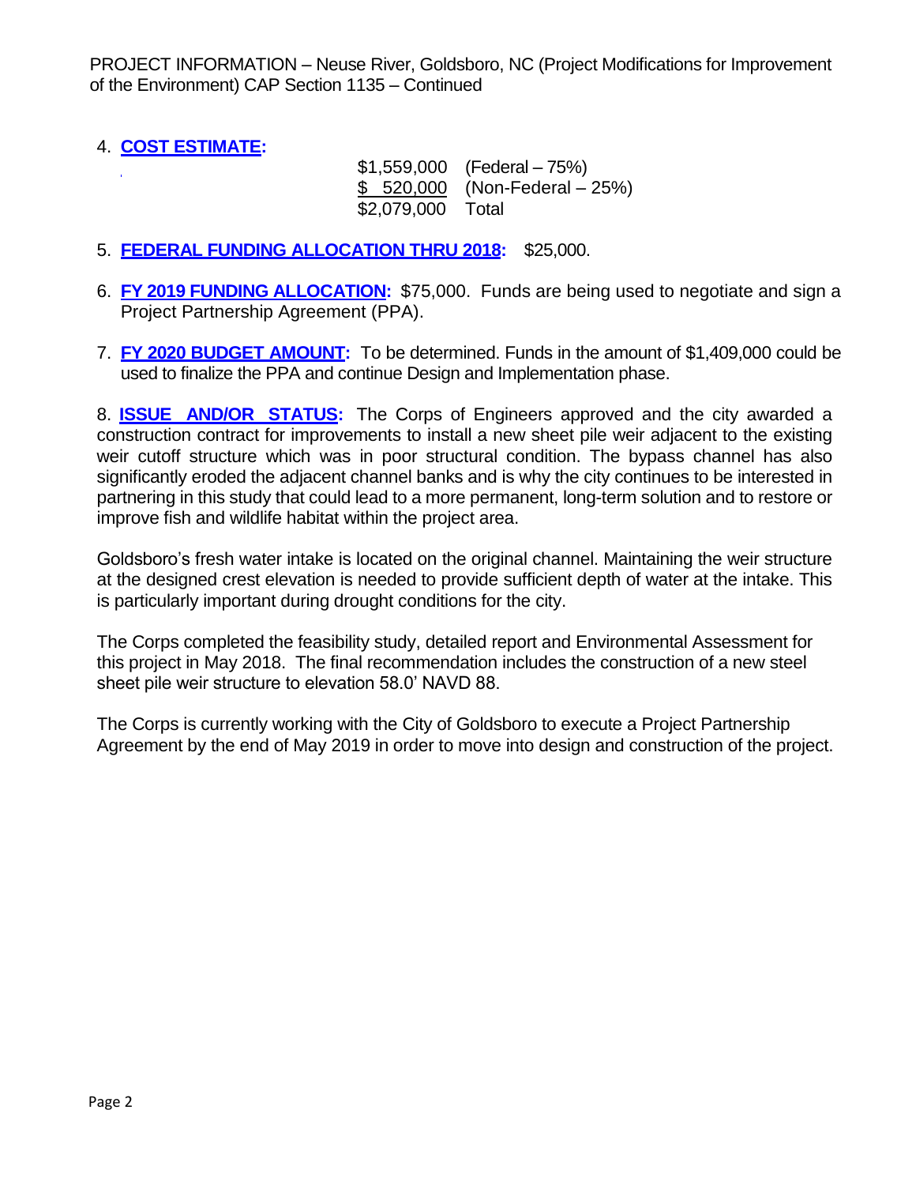PROJECT INFORMATION – Neuse River, Goldsboro, NC (Project Modifications for Improvement of the Environment) CAP Section 1135 – Continued

4. **COST ESTIMATE:**

| | |
|---|---|
| $1,559,000 | (Federal – 75%) |
| $ 520,000 | (Non-Federal – 25%) |
| $2,079,000 | Total |

5. **FEDERAL FUNDING ALLOCATION THRU 2018:** $25,000.

6. **FY 2019 FUNDING ALLOCATION:** $75,000. Funds are being used to negotiate and sign a Project Partnership Agreement (PPA).

7. **FY 2020 BUDGET AMOUNT:** To be determined. Funds in the amount of $1,409,000 could be used to finalize the PPA and continue Design and Implementation phase.

8. **ISSUE AND/OR STATUS:** The Corps of Engineers approved and the city awarded a construction contract for improvements to install a new sheet pile weir adjacent to the existing weir cutoff structure which was in poor structural condition. The bypass channel has also significantly eroded the adjacent channel banks and is why the city continues to be interested in partnering in this study that could lead to a more permanent, long-term solution and to restore or improve fish and wildlife habitat within the project area.

Goldsboro's fresh water intake is located on the original channel. Maintaining the weir structure at the designed crest elevation is needed to provide sufficient depth of water at the intake. This is particularly important during drought conditions for the city.

The Corps completed the feasibility study, detailed report and Environmental Assessment for this project in May 2018. The final recommendation includes the construction of a new steel sheet pile weir structure to elevation 58.0' NAVD 88.

The Corps is currently working with the City of Goldsboro to execute a Project Partnership Agreement by the end of May 2019 in order to move into design and construction of the project.